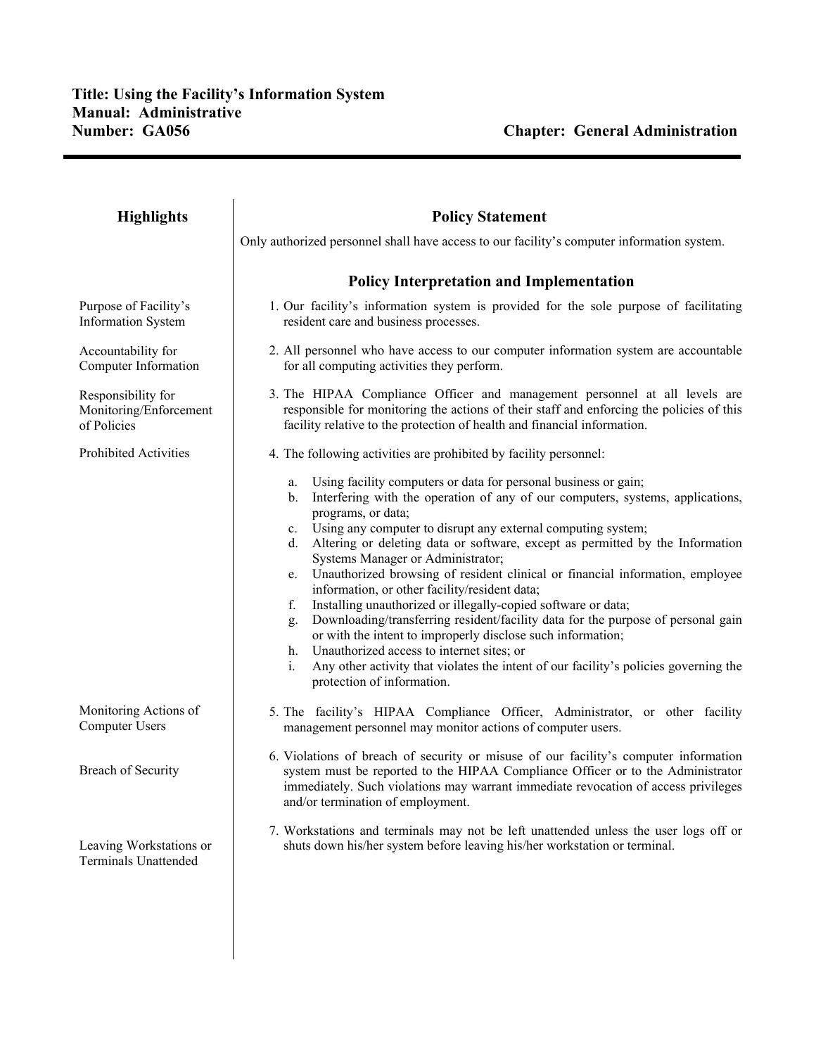**Title: Using the Facility's Information System**
**Manual: Administrative**
**Number: GA056** **Chapter: General Administration**

---

| Highlights | |
|---|---|
| | **Policy Statement** |
| | Only authorized personnel shall have access to our facility's computer information system. |
| | **Policy Interpretation and Implementation** |
| Purpose of Facility's Information System | 1. Our facility's information system is provided for the sole purpose of facilitating resident care and business processes. |
| Accountability for Computer Information | 2. All personnel who have access to our computer information system are accountable for all computing activities they perform. |
| Responsibility for Monitoring/Enforcement of Policies | 3. The HIPAA Compliance Officer and management personnel at all levels are responsible for monitoring the actions of their staff and enforcing the policies of this facility relative to the protection of health and financial information. |
| Prohibited Activities | 4. The following activities are prohibited by facility personnel:<br>a. Using facility computers or data for personal business or gain;<br>b. Interfering with the operation of any of our computers, systems, applications, programs, or data;<br>c. Using any computer to disrupt any external computing system;<br>d. Altering or deleting data or software, except as permitted by the Information Systems Manager or Administrator;<br>e. Unauthorized browsing of resident clinical or financial information, employee information, or other facility/resident data;<br>f. Installing unauthorized or illegally-copied software or data;<br>g. Downloading/transferring resident/facility data for the purpose of personal gain or with the intent to improperly disclose such information;<br>h. Unauthorized access to internet sites; or<br>i. Any other activity that violates the intent of our facility's policies governing the protection of information. |
| Monitoring Actions of Computer Users | 5. The facility's HIPAA Compliance Officer, Administrator, or other facility management personnel may monitor actions of computer users. |
| Breach of Security | 6. Violations of breach of security or misuse of our facility's computer information system must be reported to the HIPAA Compliance Officer or to the Administrator immediately. Such violations may warrant immediate revocation of access privileges and/or termination of employment. |
| Leaving Workstations or Terminals Unattended | 7. Workstations and terminals may not be left unattended unless the user logs off or shuts down his/her system before leaving his/her workstation or terminal. |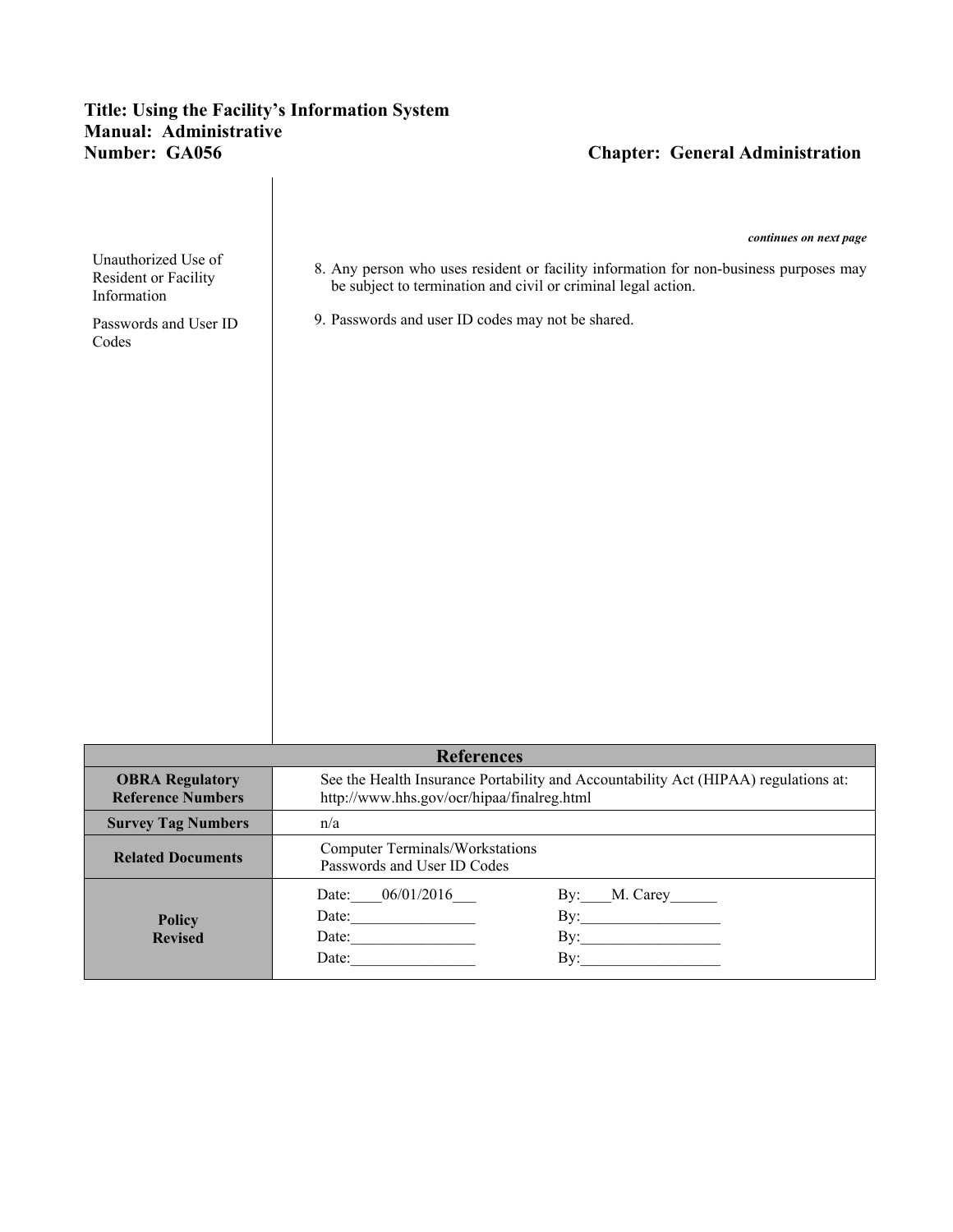**Title: Using the Facility's Information System**
**Manual: Administrative**
**Number: GA056** **Chapter: General Administration**

***continues on next page***

| | |
|---|---|
| Unauthorized Use of Resident or Facility Information | 8. Any person who uses resident or facility information for non-business purposes may be subject to termination and civil or criminal legal action. |
| Passwords and User ID Codes | 9. Passwords and user ID codes may not be shared. |

| References | |
|---|---|
| **OBRA Regulatory Reference Numbers** | See the Health Insurance Portability and Accountability Act (HIPAA) regulations at: http://www.hhs.gov/ocr/hipaa/finalreg.html |
| **Survey Tag Numbers** | n/a |
| **Related Documents** | Computer Terminals/Workstations<br>Passwords and User ID Codes |
| **Policy Revised** | Date:\_\_\_\_06/01/2016\_\_\_ By:\_\_\_\_M. Carey\_\_\_\_\_\_<br>Date:\_\_\_\_\_\_\_\_\_\_\_\_\_\_\_\_ By:\_\_\_\_\_\_\_\_\_\_\_\_\_\_\_\_\_\_<br>Date:\_\_\_\_\_\_\_\_\_\_\_\_\_\_\_\_ By:\_\_\_\_\_\_\_\_\_\_\_\_\_\_\_\_\_\_<br>Date:\_\_\_\_\_\_\_\_\_\_\_\_\_\_\_\_ By:\_\_\_\_\_\_\_\_\_\_\_\_\_\_\_\_\_\_ |